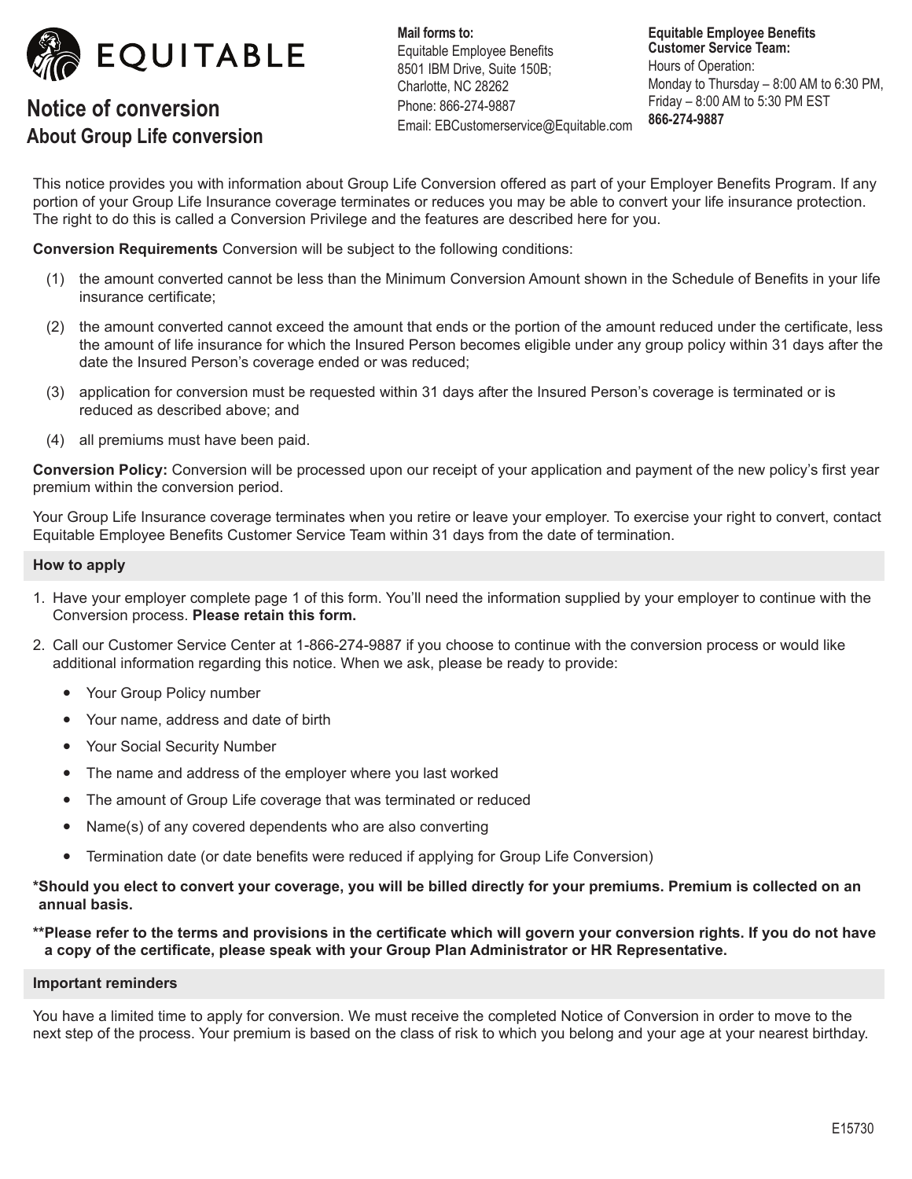EQUITABLE

# Notice of conversion

## About Group Life conversion

**Mail forms to:**
Equitable Employee Benefits
8501 IBM Drive, Suite 150B;
Charlotte, NC 28262
Phone: 866-274-9887
Email: EBCustomerservice@Equitable.com

**Equitable Employee Benefits Customer Service Team:**
Hours of Operation:
Monday to Thursday – 8:00 AM to 6:30 PM,
Friday – 8:00 AM to 5:30 PM EST
**866-274-9887**

This notice provides you with information about Group Life Conversion offered as part of your Employer Benefits Program. If any portion of your Group Life Insurance coverage terminates or reduces you may be able to convert your life insurance protection. The right to do this is called a Conversion Privilege and the features are described here for you.

**Conversion Requirements** Conversion will be subject to the following conditions:

(1) the amount converted cannot be less than the Minimum Conversion Amount shown in the Schedule of Benefits in your life insurance certificate;

(2) the amount converted cannot exceed the amount that ends or the portion of the amount reduced under the certificate, less the amount of life insurance for which the Insured Person becomes eligible under any group policy within 31 days after the date the Insured Person's coverage ended or was reduced;

(3) application for conversion must be requested within 31 days after the Insured Person's coverage is terminated or is reduced as described above; and

(4) all premiums must have been paid.

**Conversion Policy:** Conversion will be processed upon our receipt of your application and payment of the new policy's first year premium within the conversion period.

Your Group Life Insurance coverage terminates when you retire or leave your employer. To exercise your right to convert, contact Equitable Employee Benefits Customer Service Team within 31 days from the date of termination.

### How to apply

1. Have your employer complete page 1 of this form. You'll need the information supplied by your employer to continue with the Conversion process. **Please retain this form.**
2. Call our Customer Service Center at 1-866-274-9887 if you choose to continue with the conversion process or would like additional information regarding this notice. When we ask, please be ready to provide:
   - Your Group Policy number
   - Your name, address and date of birth
   - Your Social Security Number
   - The name and address of the employer where you last worked
   - The amount of Group Life coverage that was terminated or reduced
   - Name(s) of any covered dependents who are also converting
   - Termination date (or date benefits were reduced if applying for Group Life Conversion)

**\*Should you elect to convert your coverage, you will be billed directly for your premiums. Premium is collected on an annual basis.**

**\*\*Please refer to the terms and provisions in the certificate which will govern your conversion rights. If you do not have a copy of the certificate, please speak with your Group Plan Administrator or HR Representative.**

### Important reminders

You have a limited time to apply for conversion. We must receive the completed Notice of Conversion in order to move to the next step of the process. Your premium is based on the class of risk to which you belong and your age at your nearest birthday.

E15730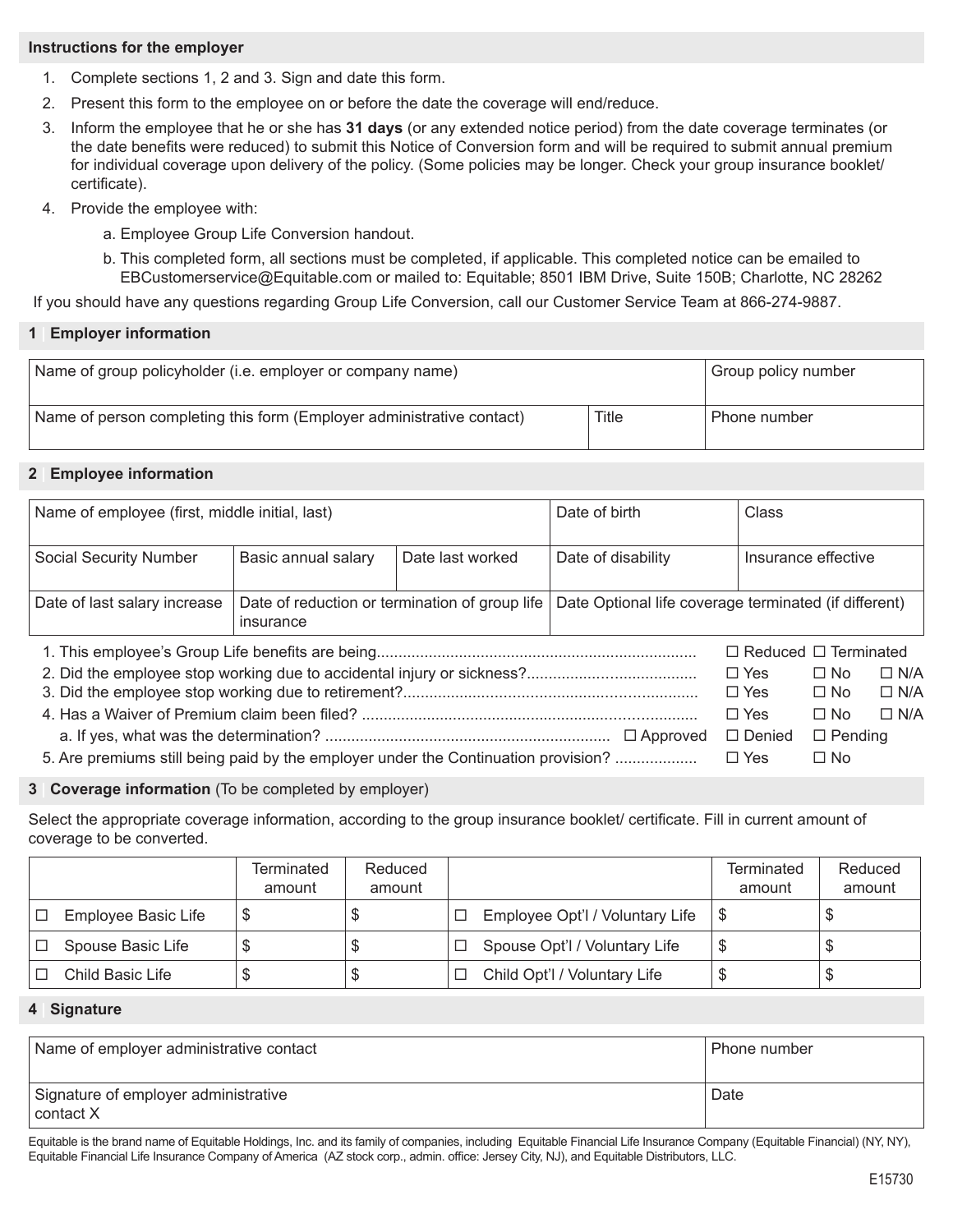## Instructions for the employer

1. Complete sections 1, 2 and 3. Sign and date this form.
2. Present this form to the employee on or before the date the coverage will end/reduce.
3. Inform the employee that he or she has **31 days** (or any extended notice period) from the date coverage terminates (or the date benefits were reduced) to submit this Notice of Conversion form and will be required to submit annual premium for individual coverage upon delivery of the policy. (Some policies may be longer. Check your group insurance booklet/ certificate).
4. Provide the employee with:
   a. Employee Group Life Conversion handout.
   b. This completed form, all sections must be completed, if applicable. This completed notice can be emailed to EBCustomerservice@Equitable.com or mailed to: Equitable; 8501 IBM Drive, Suite 150B; Charlotte, NC 28262

If you should have any questions regarding Group Life Conversion, call our Customer Service Team at 866-274-9887.

## 1 | Employer information

| | | |
|---|---|---|
| Name of group policyholder (i.e. employer or company name) | | Group policy number |
| Name of person completing this form (Employer administrative contact) | Title | Phone number |

## 2 | Employee information

| | | | | |
|---|---|---|---|---|
| Name of employee (first, middle initial, last) | | | Date of birth | Class |
| Social Security Number | Basic annual salary | Date last worked | Date of disability | Insurance effective |
| Date of last salary increase | Date of reduction or termination of group life insurance | | Date Optional life coverage terminated (if different) | |

1. This employee's Group Life benefits are being........................................................................ ☐ Reduced ☐ Terminated
2. Did the employee stop working due to accidental injury or sickness?...................................... ☐ Yes ☐ No ☐ N/A
3. Did the employee stop working due to retirement?.................................................................. ☐ Yes ☐ No ☐ N/A
4. Has a Waiver of Premium claim been filed? ............................................................................ ☐ Yes ☐ No ☐ N/A
   a. If yes, what was the determination? ................................................................. ☐ Approved ☐ Denied ☐ Pending
5. Are premiums still being paid by the employer under the Continuation provision? .................. ☐ Yes ☐ No

## 3 | Coverage information (To be completed by employer)

Select the appropriate coverage information, according to the group insurance booklet/ certificate. Fill in current amount of coverage to be converted.

| | Terminated amount | Reduced amount | | Terminated amount | Reduced amount |
|---|---|---|---|---|---|
| ☐ Employee Basic Life | $ | $ | ☐ Employee Opt'l / Voluntary Life | $ | $ |
| ☐ Spouse Basic Life | $ | $ | ☐ Spouse Opt'l / Voluntary Life | $ | $ |
| ☐ Child Basic Life | $ | $ | ☐ Child Opt'l / Voluntary Life | $ | $ |

## 4 | Signature

| | |
|---|---|
| Name of employer administrative contact | Phone number |
| Signature of employer administrative contact X | Date |

Equitable is the brand name of Equitable Holdings, Inc. and its family of companies, including Equitable Financial Life Insurance Company (Equitable Financial) (NY, NY), Equitable Financial Life Insurance Company of America (AZ stock corp., admin. office: Jersey City, NJ), and Equitable Distributors, LLC.

E15730